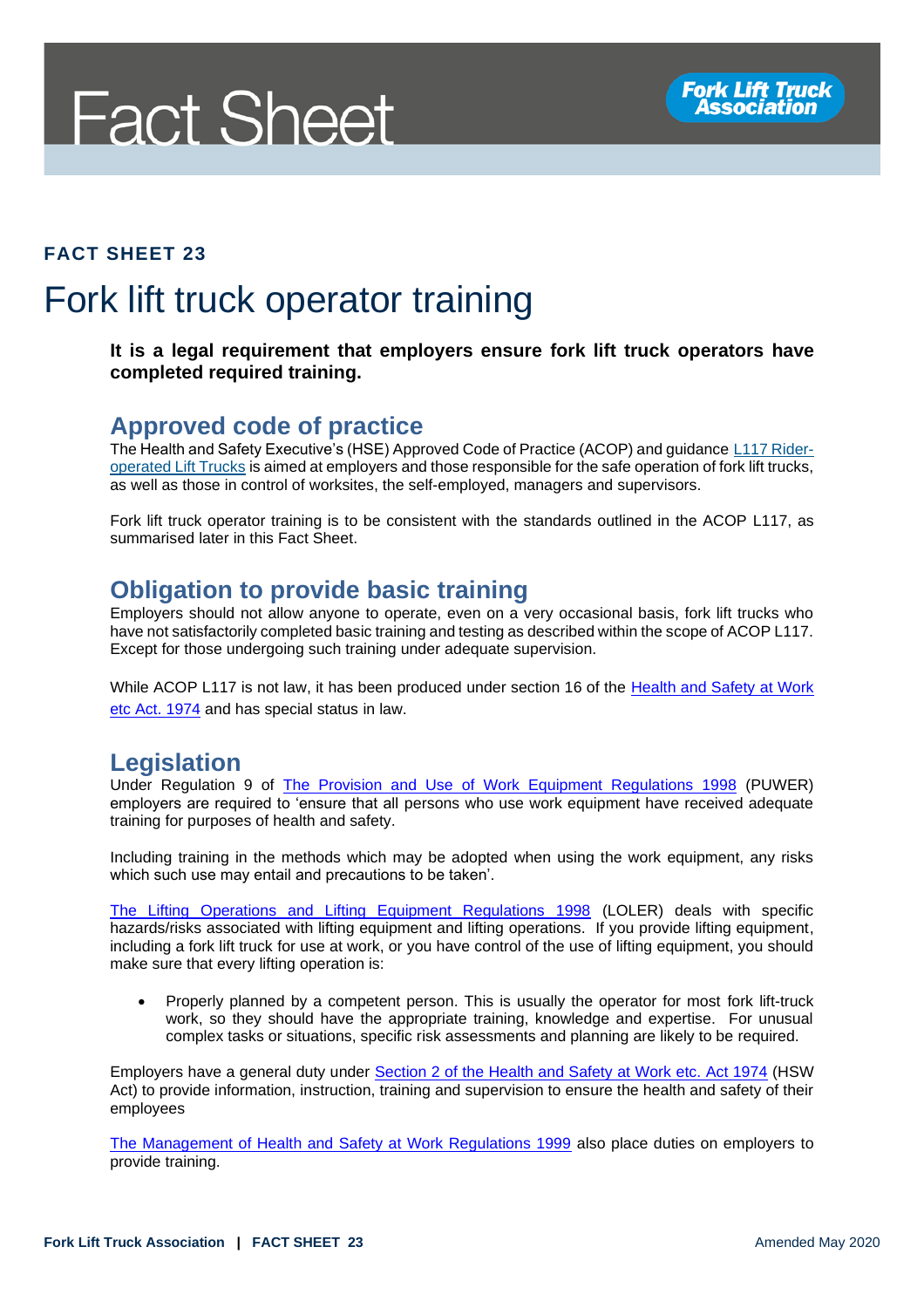Fact Sheet

Fork Lift Truck Association

**FACT SHEET 23**

# Fork lift truck operator training

**It is a legal requirement that employers ensure fork lift truck operators have completed required training.**

## Approved code of practice

The Health and Safety Executive's (HSE) Approved Code of Practice (ACOP) and guidance L117 Rider-operated Lift Trucks is aimed at employers and those responsible for the safe operation of fork lift trucks, as well as those in control of worksites, the self-employed, managers and supervisors.

Fork lift truck operator training is to be consistent with the standards outlined in the ACOP L117, as summarised later in this Fact Sheet.

## Obligation to provide basic training

Employers should not allow anyone to operate, even on a very occasional basis, fork lift trucks who have not satisfactorily completed basic training and testing as described within the scope of ACOP L117. Except for those undergoing such training under adequate supervision.

While ACOP L117 is not law, it has been produced under section 16 of the Health and Safety at Work etc Act. 1974 and has special status in law.

## Legislation

Under Regulation 9 of The Provision and Use of Work Equipment Regulations 1998 (PUWER) employers are required to 'ensure that all persons who use work equipment have received adequate training for purposes of health and safety.

Including training in the methods which may be adopted when using the work equipment, any risks which such use may entail and precautions to be taken'.

The Lifting Operations and Lifting Equipment Regulations 1998 (LOLER) deals with specific hazards/risks associated with lifting equipment and lifting operations. If you provide lifting equipment, including a fork lift truck for use at work, or you have control of the use of lifting equipment, you should make sure that every lifting operation is:

- Properly planned by a competent person. This is usually the operator for most fork lift-truck work, so they should have the appropriate training, knowledge and expertise. For unusual complex tasks or situations, specific risk assessments and planning are likely to be required.

Employers have a general duty under Section 2 of the Health and Safety at Work etc. Act 1974 (HSW Act) to provide information, instruction, training and supervision to ensure the health and safety of their employees

The Management of Health and Safety at Work Regulations 1999 also place duties on employers to provide training.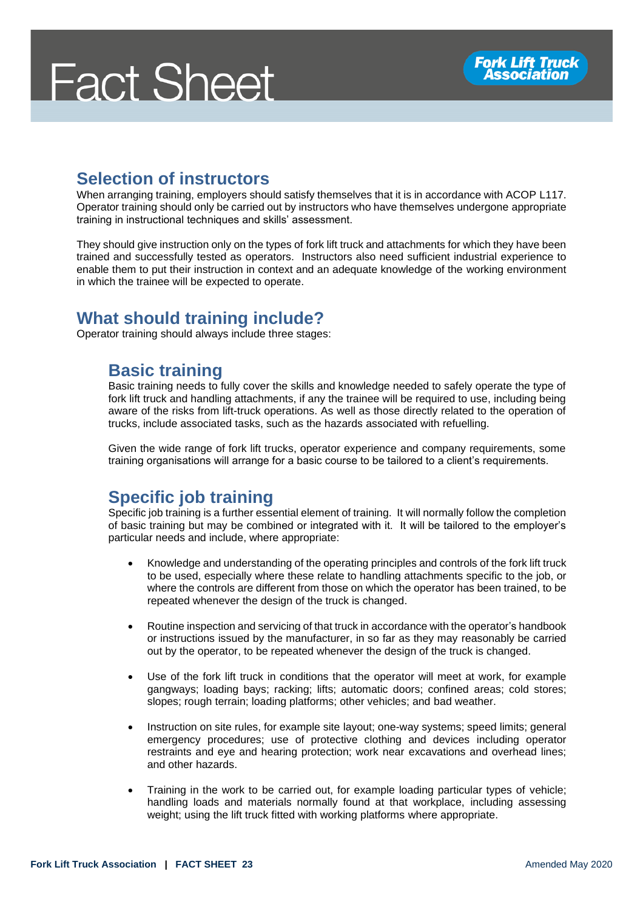## Selection of instructors

When arranging training, employers should satisfy themselves that it is in accordance with ACOP L117. Operator training should only be carried out by instructors who have themselves undergone appropriate training in instructional techniques and skills' assessment.

They should give instruction only on the types of fork lift truck and attachments for which they have been trained and successfully tested as operators. Instructors also need sufficient industrial experience to enable them to put their instruction in context and an adequate knowledge of the working environment in which the trainee will be expected to operate.

## What should training include?

Operator training should always include three stages:

### Basic training

Basic training needs to fully cover the skills and knowledge needed to safely operate the type of fork lift truck and handling attachments, if any the trainee will be required to use, including being aware of the risks from lift-truck operations. As well as those directly related to the operation of trucks, include associated tasks, such as the hazards associated with refuelling.

Given the wide range of fork lift trucks, operator experience and company requirements, some training organisations will arrange for a basic course to be tailored to a client's requirements.

### Specific job training

Specific job training is a further essential element of training. It will normally follow the completion of basic training but may be combined or integrated with it. It will be tailored to the employer's particular needs and include, where appropriate:

- Knowledge and understanding of the operating principles and controls of the fork lift truck to be used, especially where these relate to handling attachments specific to the job, or where the controls are different from those on which the operator has been trained, to be repeated whenever the design of the truck is changed.
- Routine inspection and servicing of that truck in accordance with the operator's handbook or instructions issued by the manufacturer, in so far as they may reasonably be carried out by the operator, to be repeated whenever the design of the truck is changed.
- Use of the fork lift truck in conditions that the operator will meet at work, for example gangways; loading bays; racking; lifts; automatic doors; confined areas; cold stores; slopes; rough terrain; loading platforms; other vehicles; and bad weather.
- Instruction on site rules, for example site layout; one-way systems; speed limits; general emergency procedures; use of protective clothing and devices including operator restraints and eye and hearing protection; work near excavations and overhead lines; and other hazards.
- Training in the work to be carried out, for example loading particular types of vehicle; handling loads and materials normally found at that workplace, including assessing weight; using the lift truck fitted with working platforms where appropriate.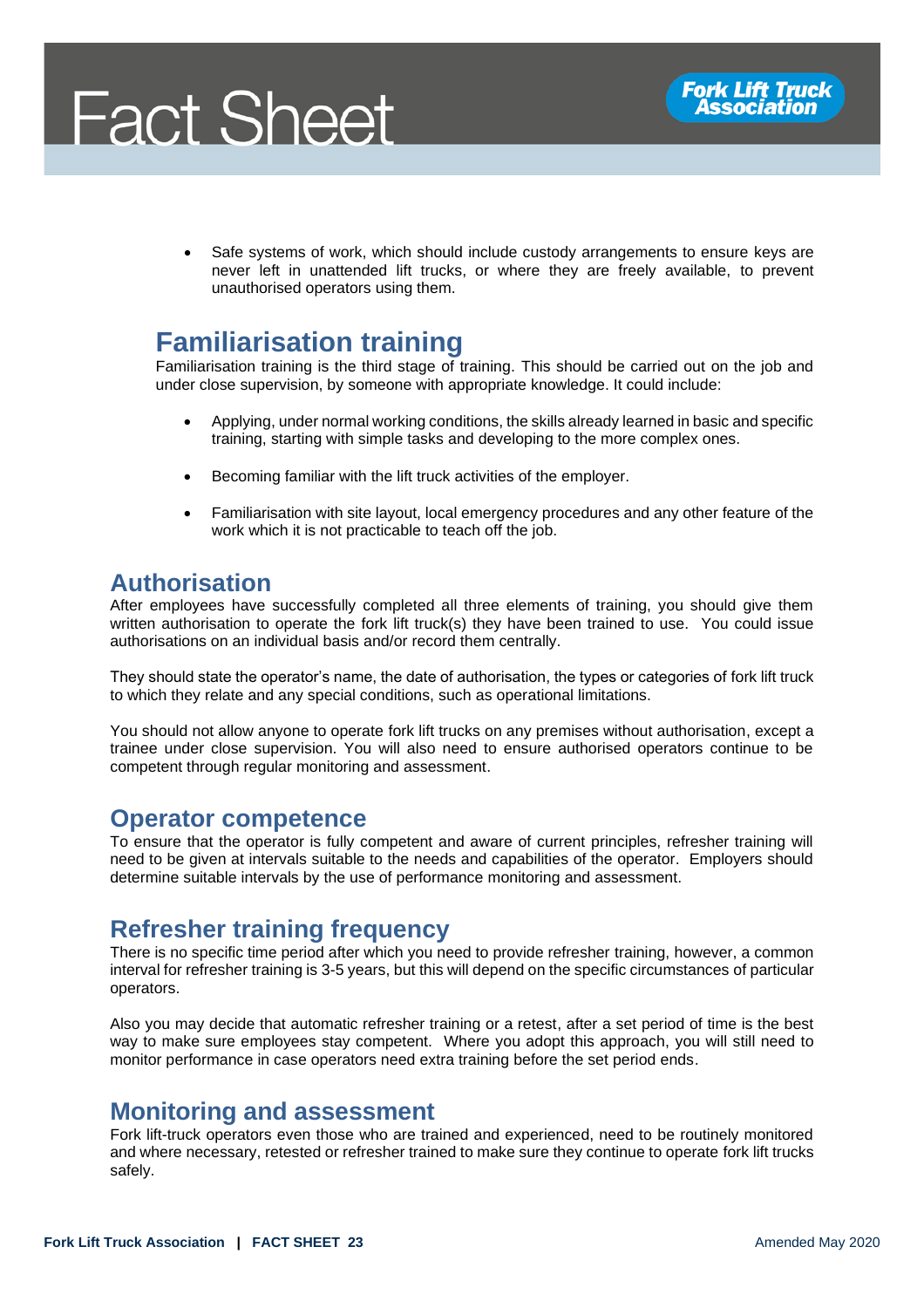- Safe systems of work, which should include custody arrangements to ensure keys are never left in unattended lift trucks, or where they are freely available, to prevent unauthorised operators using them.

## Familiarisation training

Familiarisation training is the third stage of training. This should be carried out on the job and under close supervision, by someone with appropriate knowledge. It could include:

- Applying, under normal working conditions, the skills already learned in basic and specific training, starting with simple tasks and developing to the more complex ones.
- Becoming familiar with the lift truck activities of the employer.
- Familiarisation with site layout, local emergency procedures and any other feature of the work which it is not practicable to teach off the job.

## Authorisation

After employees have successfully completed all three elements of training, you should give them written authorisation to operate the fork lift truck(s) they have been trained to use. You could issue authorisations on an individual basis and/or record them centrally.

They should state the operator's name, the date of authorisation, the types or categories of fork lift truck to which they relate and any special conditions, such as operational limitations.

You should not allow anyone to operate fork lift trucks on any premises without authorisation, except a trainee under close supervision. You will also need to ensure authorised operators continue to be competent through regular monitoring and assessment.

## Operator competence

To ensure that the operator is fully competent and aware of current principles, refresher training will need to be given at intervals suitable to the needs and capabilities of the operator. Employers should determine suitable intervals by the use of performance monitoring and assessment.

## Refresher training frequency

There is no specific time period after which you need to provide refresher training, however, a common interval for refresher training is 3-5 years, but this will depend on the specific circumstances of particular operators.

Also you may decide that automatic refresher training or a retest, after a set period of time is the best way to make sure employees stay competent. Where you adopt this approach, you will still need to monitor performance in case operators need extra training before the set period ends.

## Monitoring and assessment

Fork lift-truck operators even those who are trained and experienced, need to be routinely monitored and where necessary, retested or refresher trained to make sure they continue to operate fork lift trucks safely.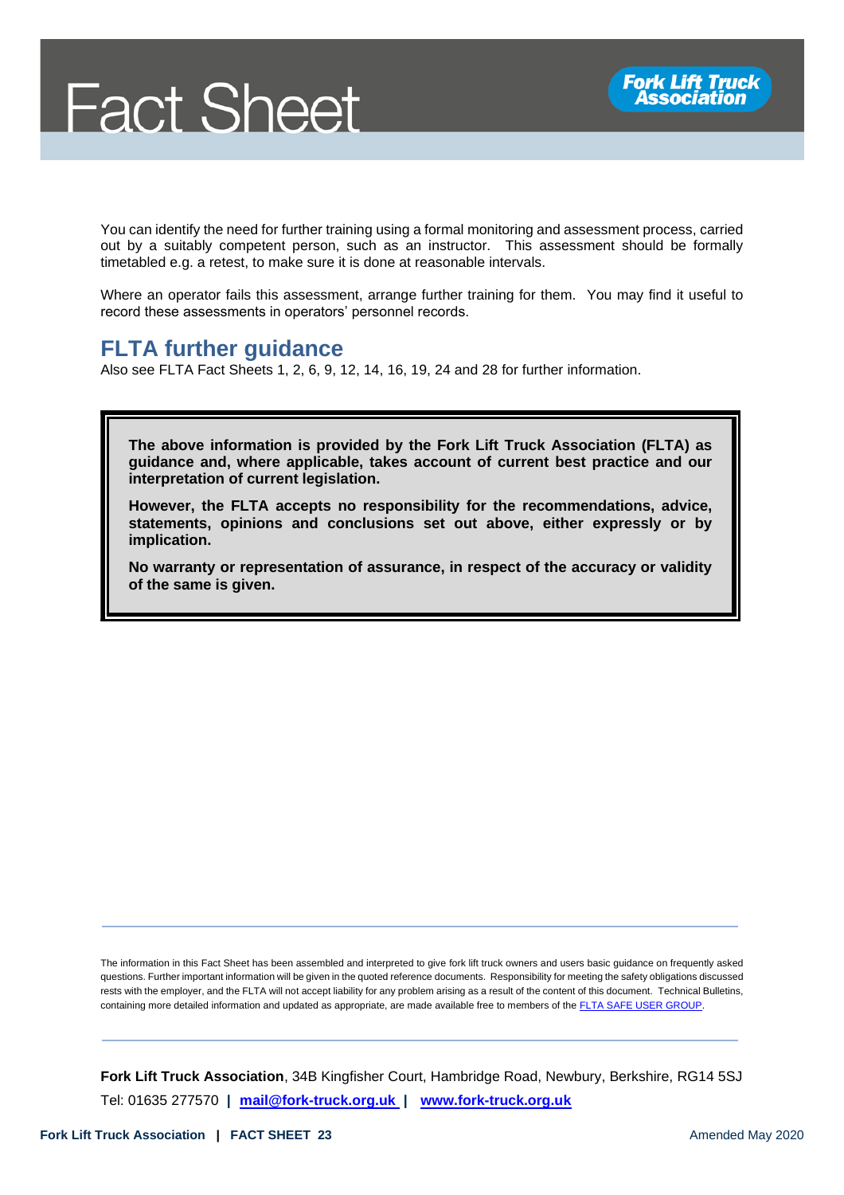You can identify the need for further training using a formal monitoring and assessment process, carried out by a suitably competent person, such as an instructor. This assessment should be formally timetabled e.g. a retest, to make sure it is done at reasonable intervals.

Where an operator fails this assessment, arrange further training for them. You may find it useful to record these assessments in operators' personnel records.

## FLTA further guidance

Also see FLTA Fact Sheets 1, 2, 6, 9, 12, 14, 16, 19, 24 and 28 for further information.

**The above information is provided by the Fork Lift Truck Association (FLTA) as guidance and, where applicable, takes account of current best practice and our interpretation of current legislation.**

**However, the FLTA accepts no responsibility for the recommendations, advice, statements, opinions and conclusions set out above, either expressly or by implication.**

**No warranty or representation of assurance, in respect of the accuracy or validity of the same is given.**

---

The information in this Fact Sheet has been assembled and interpreted to give fork lift truck owners and users basic guidance on frequently asked questions. Further important information will be given in the quoted reference documents. Responsibility for meeting the safety obligations discussed rests with the employer, and the FLTA will not accept liability for any problem arising as a result of the content of this document. Technical Bulletins, containing more detailed information and updated as appropriate, are made available free to members of the FLTA SAFE USER GROUP.

---

**Fork Lift Truck Association**, 34B Kingfisher Court, Hambridge Road, Newbury, Berkshire, RG14 5SJ

Tel: 01635 277570 **|** **mail@fork-truck.org.uk** **|** **www.fork-truck.org.uk**